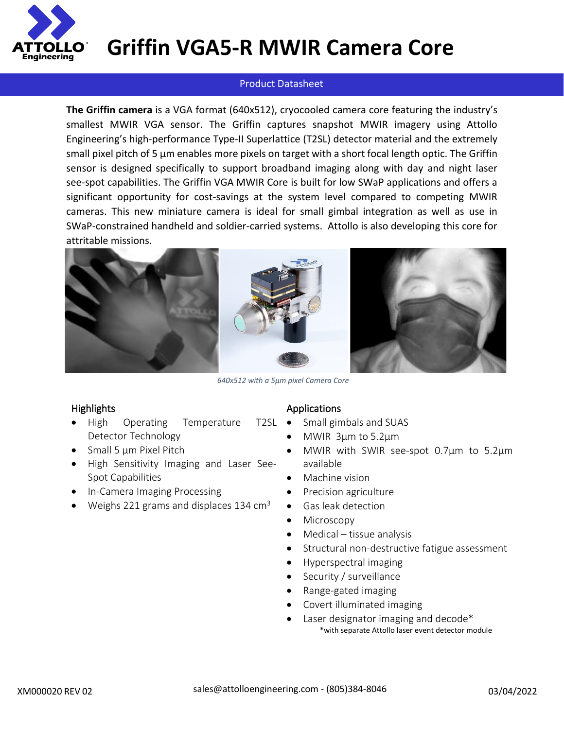# Griffin VGA5-R MWIR Camera Core

Product Datasheet

**The Griffin camera** is a VGA format (640x512), cryocooled camera core featuring the industry's smallest MWIR VGA sensor. The Griffin captures snapshot MWIR imagery using Attollo Engineering's high-performance Type-II Superlattice (T2SL) detector material and the extremely small pixel pitch of 5 µm enables more pixels on target with a short focal length optic. The Griffin sensor is designed specifically to support broadband imaging along with day and night laser see-spot capabilities. The Griffin VGA MWIR Core is built for low SWaP applications and offers a significant opportunity for cost-savings at the system level compared to competing MWIR cameras. This new miniature camera is ideal for small gimbal integration as well as use in SWaP-constrained handheld and soldier-carried systems. Attollo is also developing this core for attritable missions.

*640x512 with a 5µm pixel Camera Core*

## Highlights

- High Operating Temperature T2SL Detector Technology
- Small 5 µm Pixel Pitch
- High Sensitivity Imaging and Laser See-Spot Capabilities
- In-Camera Imaging Processing
- Weighs 221 grams and displaces 134 $cm^3$

## Applications

- Small gimbals and SUAS
- MWIR 3µm to 5.2µm
- MWIR with SWIR see-spot 0.7µm to 5.2µm available
- Machine vision
- Precision agriculture
- Gas leak detection
- Microscopy
- Medical – tissue analysis
- Structural non-destructive fatigue assessment
- Hyperspectral imaging
- Security / surveillance
- Range-gated imaging
- Covert illuminated imaging
- Laser designator imaging and decode*

*with separate Attollo laser event detector module

XM000020 REV 02 — sales@attolloengineering.com - (805)384-8046 — 03/04/2022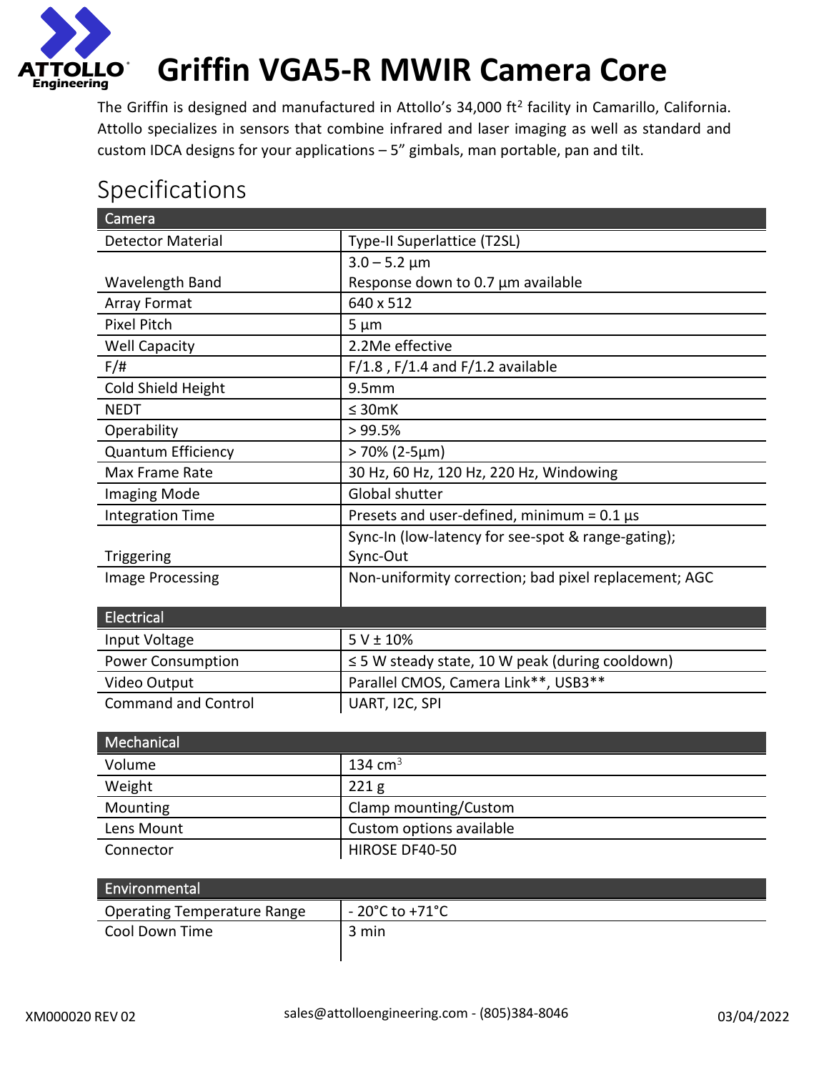# Griffin VGA5-R MWIR Camera Core

The Griffin is designed and manufactured in Attollo's 34,000 ft$^2$ facility in Camarillo, California. Attollo specializes in sensors that combine infrared and laser imaging as well as standard and custom IDCA designs for your applications – 5" gimbals, man portable, pan and tilt.

## Specifications

| Camera | |
|---|---|
| Detector Material | Type-II Superlattice (T2SL) |
| Wavelength Band | 3.0 – 5.2 µm<br>Response down to 0.7 µm available |
| Array Format | 640 x 512 |
| Pixel Pitch | 5 µm |
| Well Capacity | 2.2Me effective |
| F/# | F/1.8 , F/1.4 and F/1.2 available |
| Cold Shield Height | 9.5mm |
| NEDT | ≤ 30mK |
| Operability | > 99.5% |
| Quantum Efficiency | > 70% (2-5µm) |
| Max Frame Rate | 30 Hz, 60 Hz, 120 Hz, 220 Hz, Windowing |
| Imaging Mode | Global shutter |
| Integration Time | Presets and user-defined, minimum = 0.1 µs |
| Triggering | Sync-In (low-latency for see-spot & range-gating);<br>Sync-Out |
| Image Processing | Non-uniformity correction; bad pixel replacement; AGC |

| Electrical | |
|---|---|
| Input Voltage | 5 V ± 10% |
| Power Consumption | ≤ 5 W steady state, 10 W peak (during cooldown) |
| Video Output | Parallel CMOS, Camera Link**, USB3** |
| Command and Control | UART, I2C, SPI |

| Mechanical | |
|---|---|
| Volume | 134 cm$^3$ |
| Weight | 221 g |
| Mounting | Clamp mounting/Custom |
| Lens Mount | Custom options available |
| Connector | HIROSE DF40-50 |

| Environmental | |
|---|---|
| Operating Temperature Range | - 20°C to +71°C |
| Cool Down Time | 3 min |

XM000020 REV 02 sales@attolloengineering.com - (805)384-8046 03/04/2022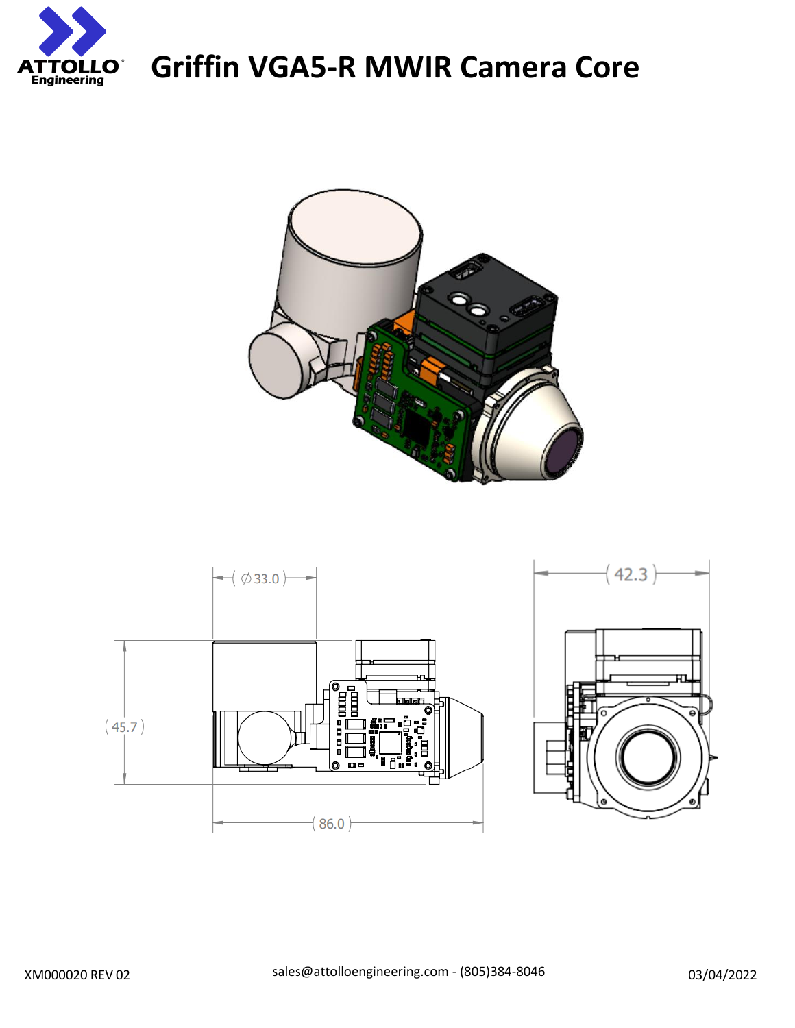# Griffin VGA5-R MWIR Camera Core

(∅33.0)

(42.3)

(45.7)

(86.0)

XM000020 REV 02

sales@attolloengineering.com - (805)384-8046

03/04/2022